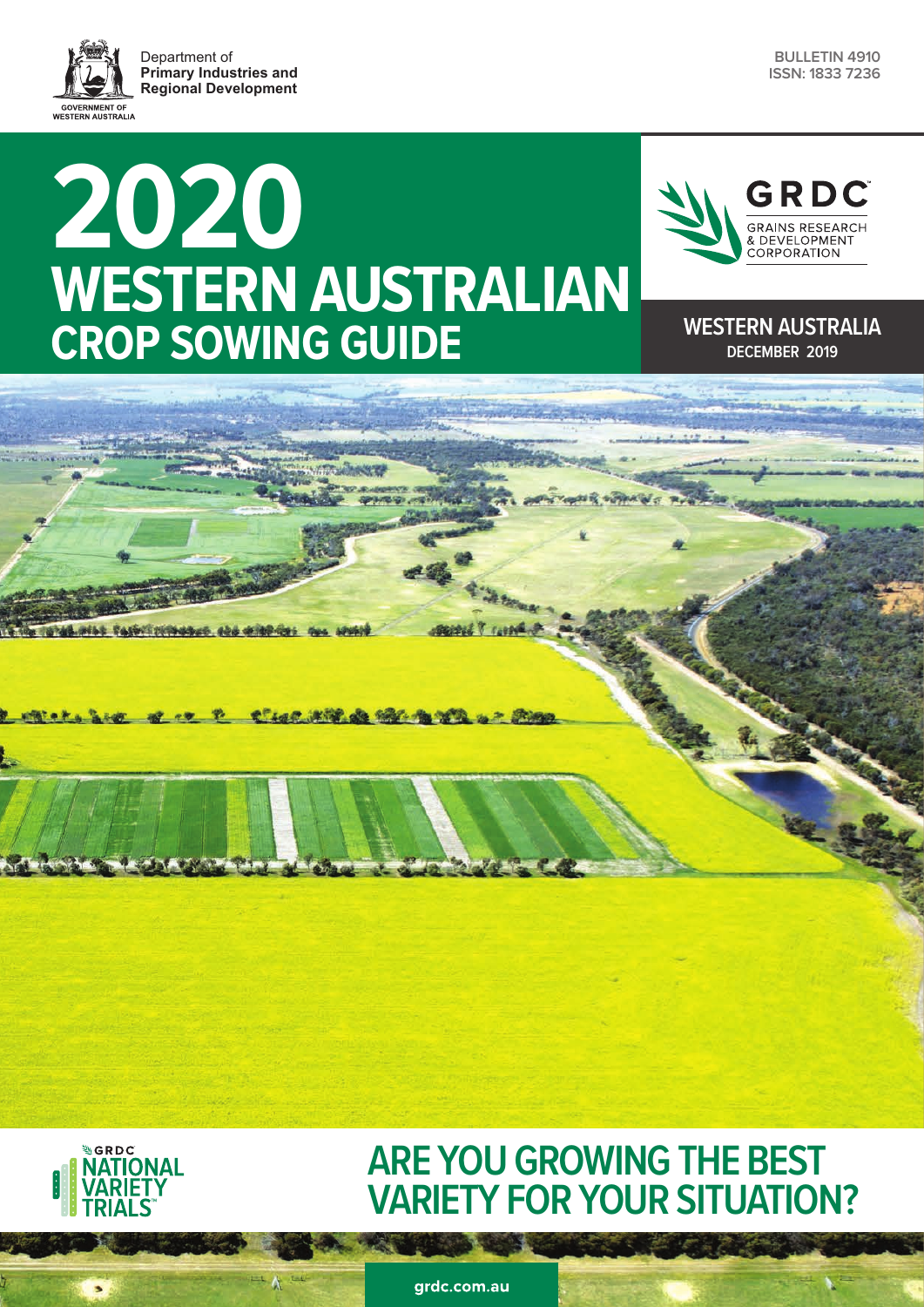Department of
**Primary Industries and Regional Development**

GOVERNMENT OF WESTERN AUSTRALIA

BULLETIN 4910
ISSN: 1833 7236

# 2020 WESTERN AUSTRALIAN CROP SOWING GUIDE

GRDC
GRAINS RESEARCH & DEVELOPMENT CORPORATION

WESTERN AUSTRALIA
DECEMBER 2019

GRDC NATIONAL VARIETY TRIALS

## ARE YOU GROWING THE BEST VARIETY FOR YOUR SITUATION?

grdc.com.au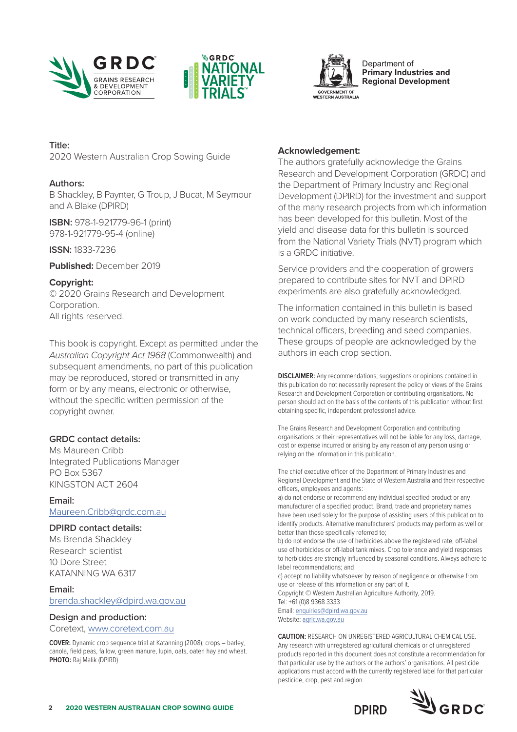**Title:**
2020 Western Australian Crop Sowing Guide

**Authors:**
B Shackley, B Paynter, G Troup, J Bucat, M Seymour and A Blake (DPIRD)

**ISBN:** 978-1-921779-96-1 (print)
978-1-921779-95-4 (online)

**ISSN:** 1833-7236

**Published:** December 2019

**Copyright:**
© 2020 Grains Research and Development Corporation.
All rights reserved.

This book is copyright. Except as permitted under the *Australian Copyright Act 1968* (Commonwealth) and subsequent amendments, no part of this publication may be reproduced, stored or transmitted in any form or by any means, electronic or otherwise, without the specific written permission of the copyright owner.

**GRDC contact details:**
Ms Maureen Cribb
Integrated Publications Manager
PO Box 5367
KINGSTON ACT 2604

**Email:**
Maureen.Cribb@grdc.com.au

**DPIRD contact details:**
Ms Brenda Shackley
Research scientist
10 Dore Street
KATANNING WA 6317

**Email:**
brenda.shackley@dpird.wa.gov.au

**Design and production:**
Coretext, www.coretext.com.au

**COVER:** Dynamic crop sequence trial at Katanning (2008); crops – barley, canola, field peas, fallow, green manure, lupin, oats, oaten hay and wheat.
**PHOTO:** Raj Malik (DPIRD)

**Acknowledgement:**
The authors gratefully acknowledge the Grains Research and Development Corporation (GRDC) and the Department of Primary Industry and Regional Development (DPIRD) for the investment and support of the many research projects from which information has been developed for this bulletin. Most of the yield and disease data for this bulletin is sourced from the National Variety Trials (NVT) program which is a GRDC initiative.

Service providers and the cooperation of growers prepared to contribute sites for NVT and DPIRD experiments are also gratefully acknowledged.

The information contained in this bulletin is based on work conducted by many research scientists, technical officers, breeding and seed companies. These groups of people are acknowledged by the authors in each crop section.

**DISCLAIMER:** Any recommendations, suggestions or opinions contained in this publication do not necessarily represent the policy or views of the Grains Research and Development Corporation or contributing organisations. No person should act on the basis of the contents of this publication without first obtaining specific, independent professional advice.

The Grains Research and Development Corporation and contributing organisations or their representatives will not be liable for any loss, damage, cost or expense incurred or arising by any reason of any person using or relying on the information in this publication.

The chief executive officer of the Department of Primary Industries and Regional Development and the State of Western Australia and their respective officers, employees and agents:
a) do not endorse or recommend any individual specified product or any manufacturer of a specified product. Brand, trade and proprietary names have been used solely for the purpose of assisting users of this publication to identify products. Alternative manufacturers' products may perform as well or better than those specifically referred to;
b) do not endorse the use of herbicides above the registered rate, off-label use of herbicides or off-label tank mixes. Crop tolerance and yield responses to herbicides are strongly influenced by seasonal conditions. Always adhere to label recommendations; and
c) accept no liability whatsoever by reason of negligence or otherwise from use or release of this information or any part of it.
Copyright © Western Australian Agriculture Authority, 2019.
Tel: +61 (0)8 9368 3333
Email: enquiries@dpird.wa.gov.au
Website: agric.wa.gov.au

**CAUTION:** RESEARCH ON UNREGISTERED AGRICULTURAL CHEMICAL USE.
Any research with unregistered agricultural chemicals or of unregistered products reported in this document does not constitute a recommendation for that particular use by the authors or the authors' organisations. All pesticide applications must accord with the currently registered label for that particular pesticide, crop, pest and region.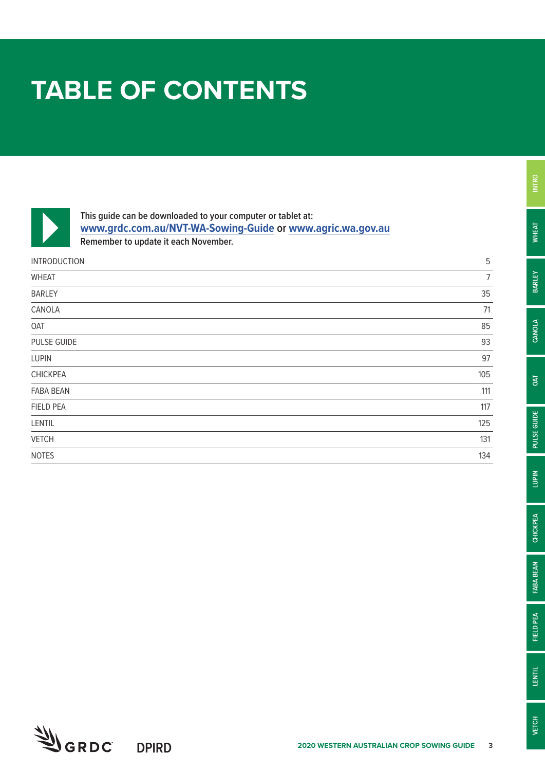# TABLE OF CONTENTS

This guide can be downloaded to your computer or tablet at:
**www.grdc.com.au/NVT-WA-Sowing-Guide** or **www.agric.wa.gov.au**
Remember to update it each November.

| | |
|---|---|
| INTRODUCTION | 5 |
| WHEAT | 7 |
| BARLEY | 35 |
| CANOLA | 71 |
| OAT | 85 |
| PULSE GUIDE | 93 |
| LUPIN | 97 |
| CHICKPEA | 105 |
| FABA BEAN | 111 |
| FIELD PEA | 117 |
| LENTIL | 125 |
| VETCH | 131 |
| NOTES | 134 |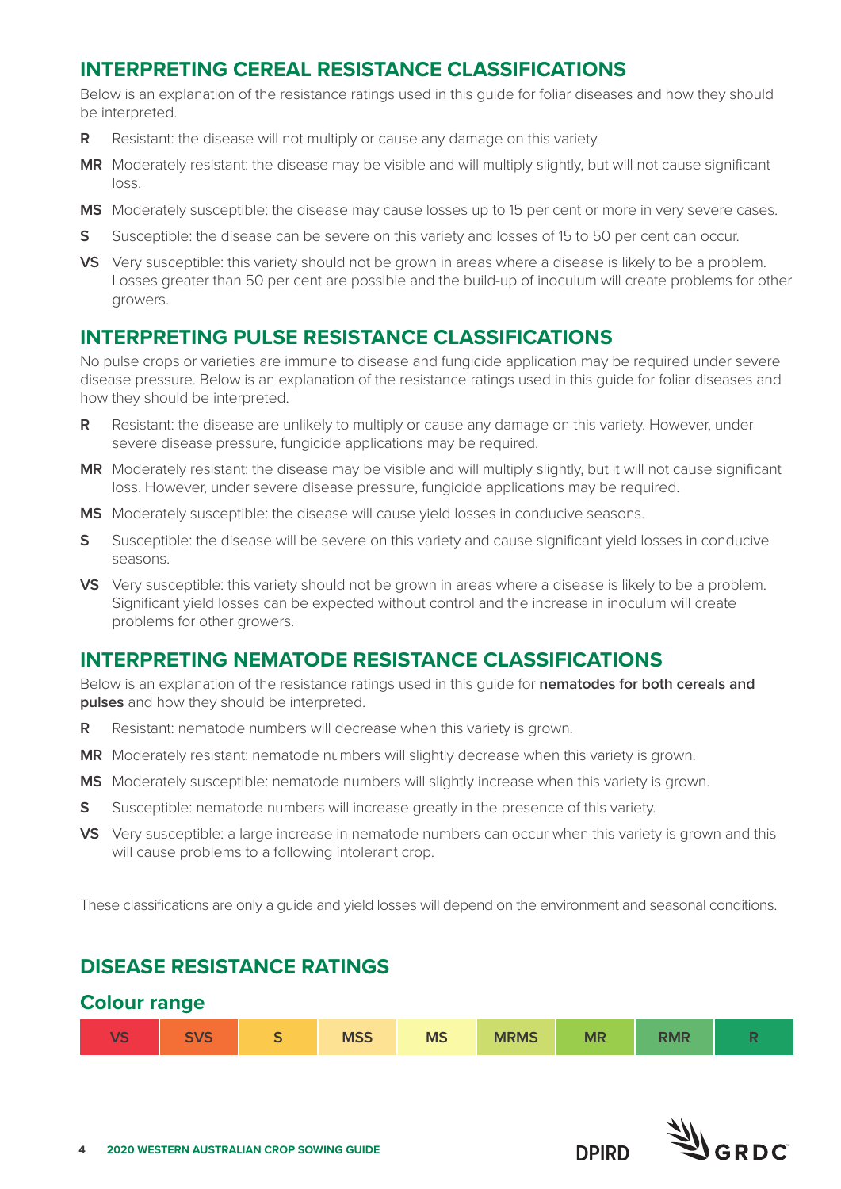## INTERPRETING CEREAL RESISTANCE CLASSIFICATIONS

Below is an explanation of the resistance ratings used in this guide for foliar diseases and how they should be interpreted.

- **R** Resistant: the disease will not multiply or cause any damage on this variety.
- **MR** Moderately resistant: the disease may be visible and will multiply slightly, but will not cause significant loss.
- **MS** Moderately susceptible: the disease may cause losses up to 15 per cent or more in very severe cases.
- **S** Susceptible: the disease can be severe on this variety and losses of 15 to 50 per cent can occur.
- **VS** Very susceptible: this variety should not be grown in areas where a disease is likely to be a problem. Losses greater than 50 per cent are possible and the build-up of inoculum will create problems for other growers.

## INTERPRETING PULSE RESISTANCE CLASSIFICATIONS

No pulse crops or varieties are immune to disease and fungicide application may be required under severe disease pressure. Below is an explanation of the resistance ratings used in this guide for foliar diseases and how they should be interpreted.

- **R** Resistant: the disease are unlikely to multiply or cause any damage on this variety. However, under severe disease pressure, fungicide applications may be required.
- **MR** Moderately resistant: the disease may be visible and will multiply slightly, but it will not cause significant loss. However, under severe disease pressure, fungicide applications may be required.
- **MS** Moderately susceptible: the disease will cause yield losses in conducive seasons.
- **S** Susceptible: the disease will be severe on this variety and cause significant yield losses in conducive seasons.
- **VS** Very susceptible: this variety should not be grown in areas where a disease is likely to be a problem. Significant yield losses can be expected without control and the increase in inoculum will create problems for other growers.

## INTERPRETING NEMATODE RESISTANCE CLASSIFICATIONS

Below is an explanation of the resistance ratings used in this guide for **nematodes for both cereals and pulses** and how they should be interpreted.

- **R** Resistant: nematode numbers will decrease when this variety is grown.
- **MR** Moderately resistant: nematode numbers will slightly decrease when this variety is grown.
- **MS** Moderately susceptible: nematode numbers will slightly increase when this variety is grown.
- **S** Susceptible: nematode numbers will increase greatly in the presence of this variety.
- **VS** Very susceptible: a large increase in nematode numbers can occur when this variety is grown and this will cause problems to a following intolerant crop.

These classifications are only a guide and yield losses will depend on the environment and seasonal conditions.

## DISEASE RESISTANCE RATINGS

### Colour range

| VS | SVS | S | MSS | MS | MRMS | MR | RMR | R |
|---|---|---|---|---|---|---|---|---|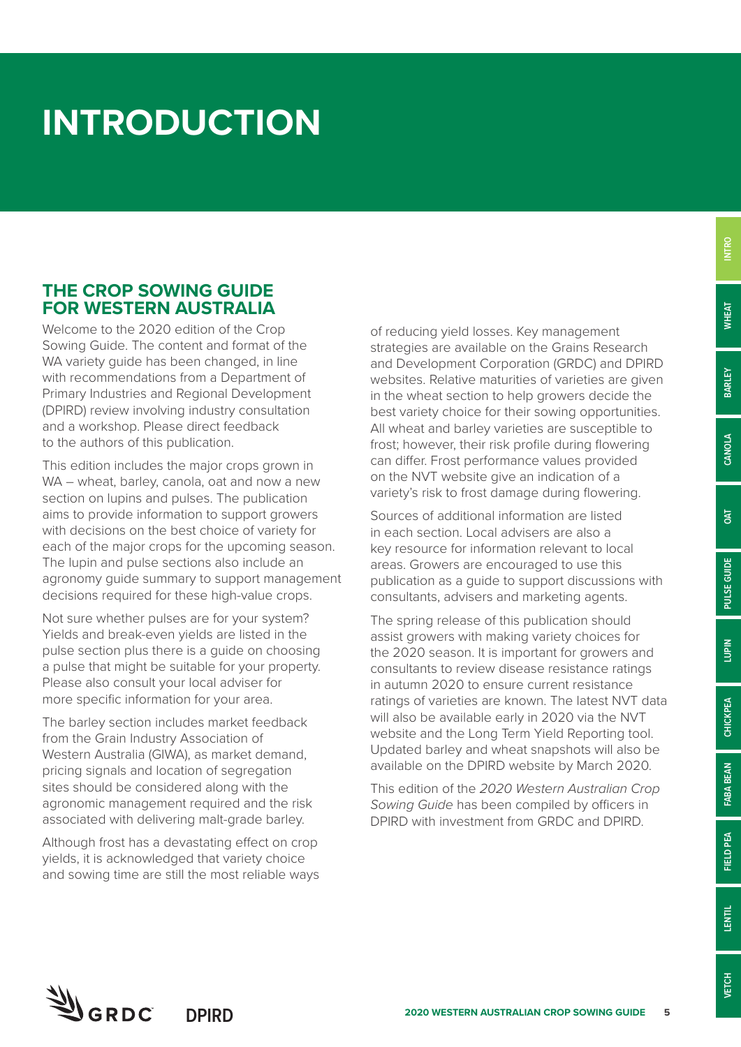# INTRODUCTION

## THE CROP SOWING GUIDE FOR WESTERN AUSTRALIA

Welcome to the 2020 edition of the Crop Sowing Guide. The content and format of the WA variety guide has been changed, in line with recommendations from a Department of Primary Industries and Regional Development (DPIRD) review involving industry consultation and a workshop. Please direct feedback to the authors of this publication.

This edition includes the major crops grown in WA – wheat, barley, canola, oat and now a new section on lupins and pulses. The publication aims to provide information to support growers with decisions on the best choice of variety for each of the major crops for the upcoming season. The lupin and pulse sections also include an agronomy guide summary to support management decisions required for these high-value crops.

Not sure whether pulses are for your system? Yields and break-even yields are listed in the pulse section plus there is a guide on choosing a pulse that might be suitable for your property. Please also consult your local adviser for more specific information for your area.

The barley section includes market feedback from the Grain Industry Association of Western Australia (GIWA), as market demand, pricing signals and location of segregation sites should be considered along with the agronomic management required and the risk associated with delivering malt-grade barley.

Although frost has a devastating effect on crop yields, it is acknowledged that variety choice and sowing time are still the most reliable ways of reducing yield losses. Key management strategies are available on the Grains Research and Development Corporation (GRDC) and DPIRD websites. Relative maturities of varieties are given in the wheat section to help growers decide the best variety choice for their sowing opportunities. All wheat and barley varieties are susceptible to frost; however, their risk profile during flowering can differ. Frost performance values provided on the NVT website give an indication of a variety's risk to frost damage during flowering.

Sources of additional information are listed in each section. Local advisers are also a key resource for information relevant to local areas. Growers are encouraged to use this publication as a guide to support discussions with consultants, advisers and marketing agents.

The spring release of this publication should assist growers with making variety choices for the 2020 season. It is important for growers and consultants to review disease resistance ratings in autumn 2020 to ensure current resistance ratings of varieties are known. The latest NVT data will also be available early in 2020 via the NVT website and the Long Term Yield Reporting tool. Updated barley and wheat snapshots will also be available on the DPIRD website by March 2020.

This edition of the *2020 Western Australian Crop Sowing Guide* has been compiled by officers in DPIRD with investment from GRDC and DPIRD.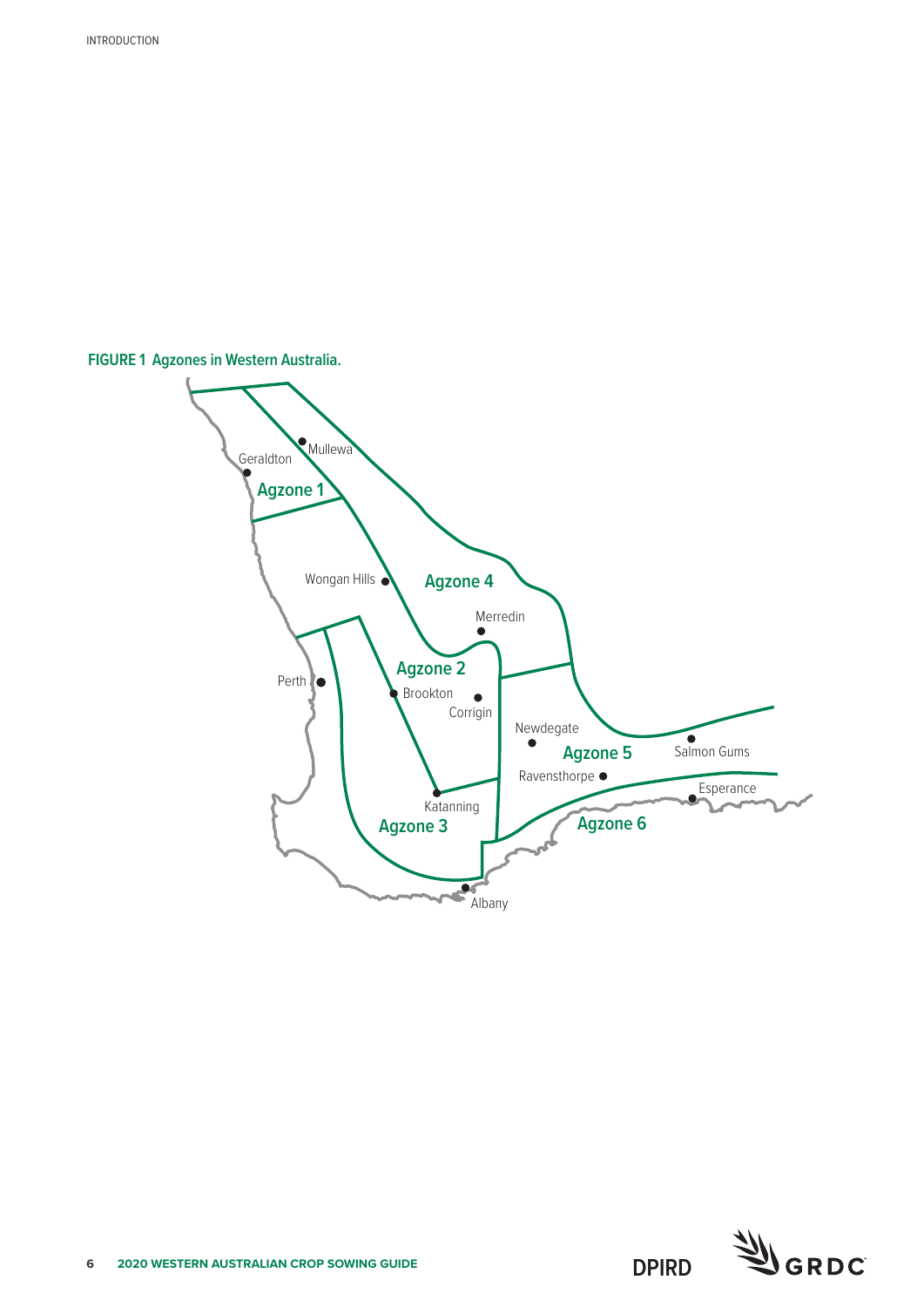**FIGURE 1 Agzones in Western Australia.**

Geraldton
Mullewa
Agzone 1
Wongan Hills
Agzone 4
Merredin
Agzone 2
Perth
Brookton
Corrigin
Newdegate
Agzone 5
Salmon Gums
Ravensthorpe
Esperance
Katanning
Agzone 3
Agzone 6
Albany